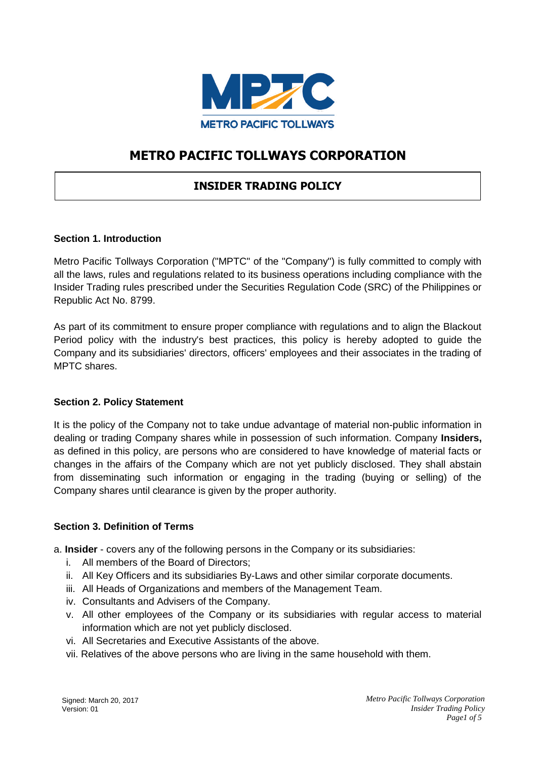# METRO PACIFIC TOLLWAYS CORPORATION

## INSIDER TRADING POLICY

### Section 1. Introduction

Metro Pacific Tollways Corporation ("MPTC" of the "Company") is fully committed to comply with all the laws, rules and regulations related to its business operations including compliance with the Insider Trading rules prescribed under the Securities Regulation Code (SRC) of the Philippines or Republic Act No. 8799.

As part of its commitment to ensure proper compliance with regulations and to align the Blackout Period policy with the industry's best practices, this policy is hereby adopted to guide the Company and its subsidiaries' directors, officers' employees and their associates in the trading of MPTC shares.

### Section 2. Policy Statement

It is the policy of the Company not to take undue advantage of material non-public information in dealing or trading Company shares while in possession of such information. Company **Insiders,** as defined in this policy, are persons who are considered to have knowledge of material facts or changes in the affairs of the Company which are not yet publicly disclosed. They shall abstain from disseminating such information or engaging in the trading (buying or selling) of the Company shares until clearance is given by the proper authority.

### Section 3. Definition of Terms

a. **Insider** - covers any of the following persons in the Company or its subsidiaries:

i. All members of the Board of Directors;
ii. All Key Officers and its subsidiaries By-Laws and other similar corporate documents.
iii. All Heads of Organizations and members of the Management Team.
iv. Consultants and Advisers of the Company.
v. All other employees of the Company or its subsidiaries with regular access to material information which are not yet publicly disclosed.
vi. All Secretaries and Executive Assistants of the above.
vii. Relatives of the above persons who are living in the same household with them.

Signed: March 20, 2017
Version: 01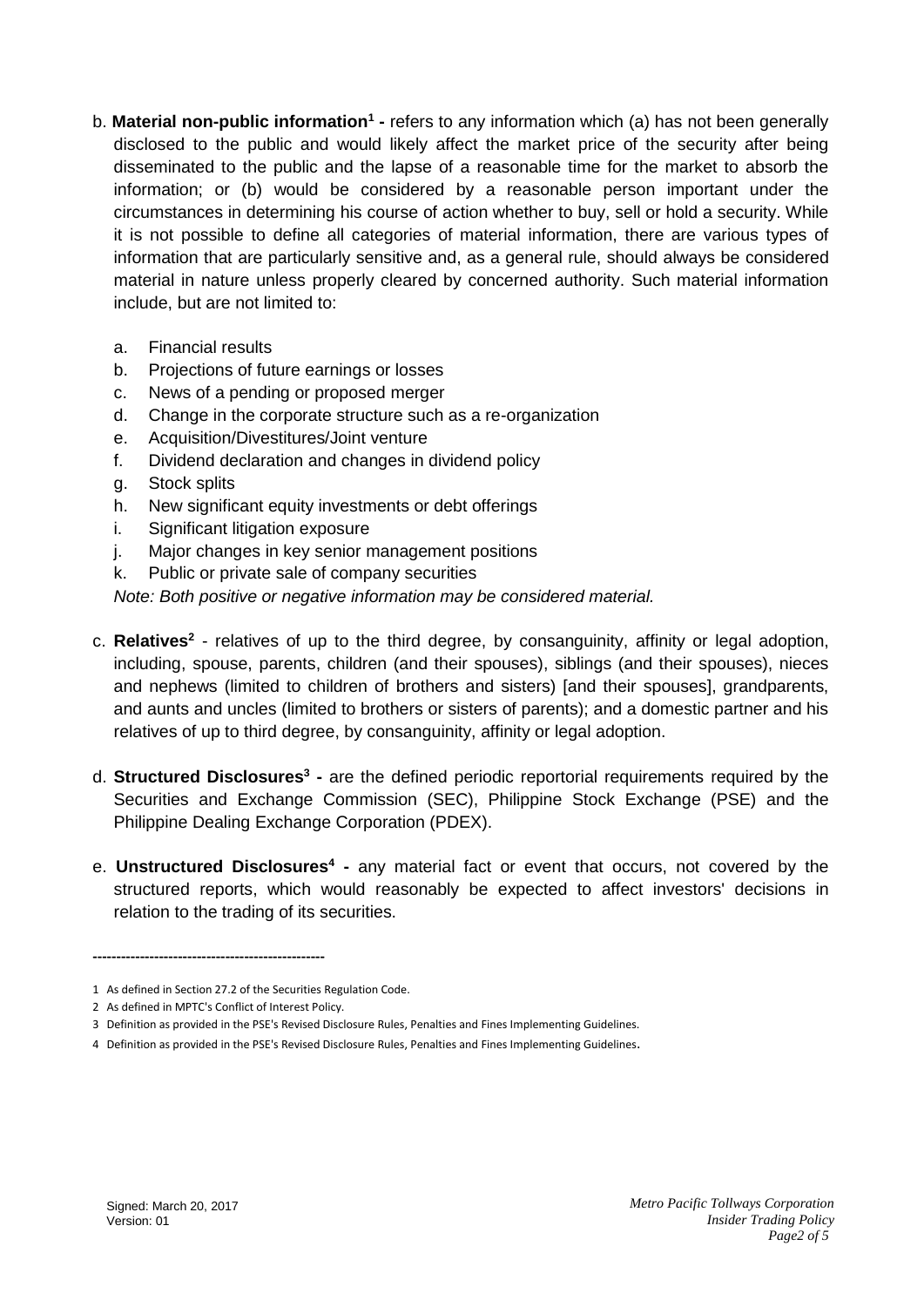b. **Material non-public information**[1] **-** refers to any information which (a) has not been generally disclosed to the public and would likely affect the market price of the security after being disseminated to the public and the lapse of a reasonable time for the market to absorb the information; or (b) would be considered by a reasonable person important under the circumstances in determining his course of action whether to buy, sell or hold a security. While it is not possible to define all categories of material information, there are various types of information that are particularly sensitive and, as a general rule, should always be considered material in nature unless properly cleared by concerned authority. Such material information include, but are not limited to:

   a. Financial results
   b. Projections of future earnings or losses
   c. News of a pending or proposed merger
   d. Change in the corporate structure such as a re-organization
   e. Acquisition/Divestitures/Joint venture
   f. Dividend declaration and changes in dividend policy
   g. Stock splits
   h. New significant equity investments or debt offerings
   i. Significant litigation exposure
   j. Major changes in key senior management positions
   k. Public or private sale of company securities

   *Note: Both positive or negative information may be considered material.*

c. **Relatives**[2] - relatives of up to the third degree, by consanguinity, affinity or legal adoption, including, spouse, parents, children (and their spouses), siblings (and their spouses), nieces and nephews (limited to children of brothers and sisters) [and their spouses], grandparents, and aunts and uncles (limited to brothers or sisters of parents); and a domestic partner and his relatives of up to third degree, by consanguinity, affinity or legal adoption.

d. **Structured Disclosures**[3] **-** are the defined periodic reportorial requirements required by the Securities and Exchange Commission (SEC), Philippine Stock Exchange (PSE) and the Philippine Dealing Exchange Corporation (PDEX).

e. **Unstructured Disclosures**[4] **-** any material fact or event that occurs, not covered by the structured reports, which would reasonably be expected to affect investors' decisions in relation to the trading of its securities.

---

1 As defined in Section 27.2 of the Securities Regulation Code.

2 As defined in MPTC's Conflict of Interest Policy.

3 Definition as provided in the PSE's Revised Disclosure Rules, Penalties and Fines Implementing Guidelines.

4 Definition as provided in the PSE's Revised Disclosure Rules, Penalties and Fines Implementing Guidelines.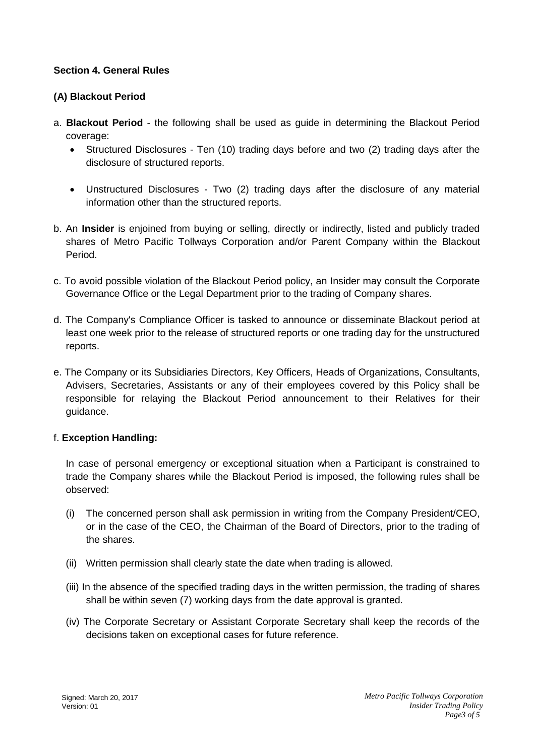### Section 4. General Rules

#### (A) Blackout Period

a. **Blackout Period** - the following shall be used as guide in determining the Blackout Period coverage:

- Structured Disclosures - Ten (10) trading days before and two (2) trading days after the disclosure of structured reports.
- Unstructured Disclosures - Two (2) trading days after the disclosure of any material information other than the structured reports.

b. An **Insider** is enjoined from buying or selling, directly or indirectly, listed and publicly traded shares of Metro Pacific Tollways Corporation and/or Parent Company within the Blackout Period.

c. To avoid possible violation of the Blackout Period policy, an Insider may consult the Corporate Governance Office or the Legal Department prior to the trading of Company shares.

d. The Company's Compliance Officer is tasked to announce or disseminate Blackout period at least one week prior to the release of structured reports or one trading day for the unstructured reports.

e. The Company or its Subsidiaries Directors, Key Officers, Heads of Organizations, Consultants, Advisers, Secretaries, Assistants or any of their employees covered by this Policy shall be responsible for relaying the Blackout Period announcement to their Relatives for their guidance.

f. **Exception Handling:**

In case of personal emergency or exceptional situation when a Participant is constrained to trade the Company shares while the Blackout Period is imposed, the following rules shall be observed:

(i) The concerned person shall ask permission in writing from the Company President/CEO, or in the case of the CEO, the Chairman of the Board of Directors, prior to the trading of the shares.

(ii) Written permission shall clearly state the date when trading is allowed.

(iii) In the absence of the specified trading days in the written permission, the trading of shares shall be within seven (7) working days from the date approval is granted.

(iv) The Corporate Secretary or Assistant Corporate Secretary shall keep the records of the decisions taken on exceptional cases for future reference.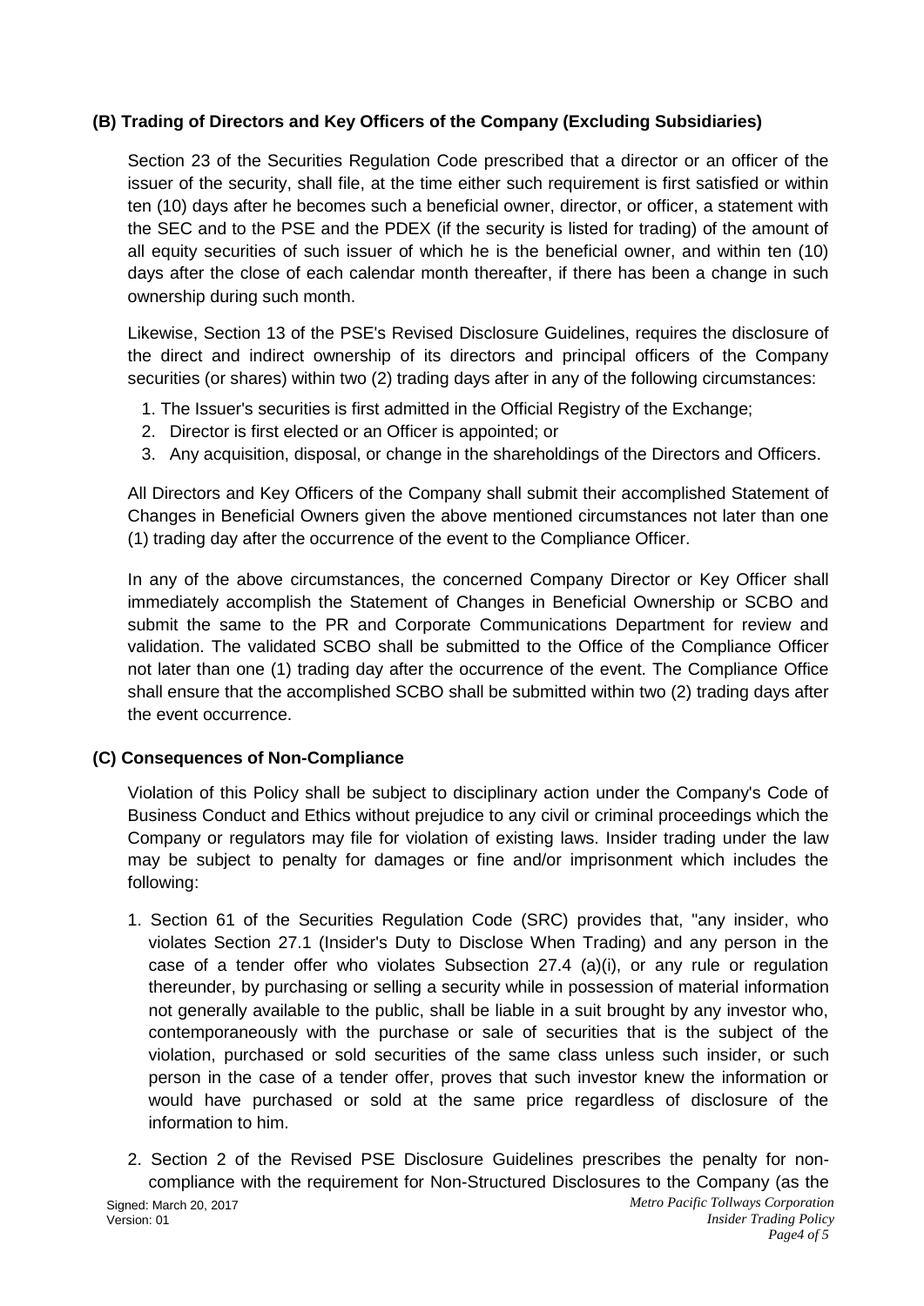### (B) Trading of Directors and Key Officers of the Company (Excluding Subsidiaries)

Section 23 of the Securities Regulation Code prescribed that a director or an officer of the issuer of the security, shall file, at the time either such requirement is first satisfied or within ten (10) days after he becomes such a beneficial owner, director, or officer, a statement with the SEC and to the PSE and the PDEX (if the security is listed for trading) of the amount of all equity securities of such issuer of which he is the beneficial owner, and within ten (10) days after the close of each calendar month thereafter, if there has been a change in such ownership during such month.

Likewise, Section 13 of the PSE's Revised Disclosure Guidelines, requires the disclosure of the direct and indirect ownership of its directors and principal officers of the Company securities (or shares) within two (2) trading days after in any of the following circumstances:

1. The Issuer's securities is first admitted in the Official Registry of the Exchange;
2. Director is first elected or an Officer is appointed; or
3. Any acquisition, disposal, or change in the shareholdings of the Directors and Officers.

All Directors and Key Officers of the Company shall submit their accomplished Statement of Changes in Beneficial Owners given the above mentioned circumstances not later than one (1) trading day after the occurrence of the event to the Compliance Officer.

In any of the above circumstances, the concerned Company Director or Key Officer shall immediately accomplish the Statement of Changes in Beneficial Ownership or SCBO and submit the same to the PR and Corporate Communications Department for review and validation. The validated SCBO shall be submitted to the Office of the Compliance Officer not later than one (1) trading day after the occurrence of the event. The Compliance Office shall ensure that the accomplished SCBO shall be submitted within two (2) trading days after the event occurrence.

### (C) Consequences of Non-Compliance

Violation of this Policy shall be subject to disciplinary action under the Company's Code of Business Conduct and Ethics without prejudice to any civil or criminal proceedings which the Company or regulators may file for violation of existing laws. Insider trading under the law may be subject to penalty for damages or fine and/or imprisonment which includes the following:

1. Section 61 of the Securities Regulation Code (SRC) provides that, "any insider, who violates Section 27.1 (Insider's Duty to Disclose When Trading) and any person in the case of a tender offer who violates Subsection 27.4 (a)(i), or any rule or regulation thereunder, by purchasing or selling a security while in possession of material information not generally available to the public, shall be liable in a suit brought by any investor who, contemporaneously with the purchase or sale of securities that is the subject of the violation, purchased or sold securities of the same class unless such insider, or such person in the case of a tender offer, proves that such investor knew the information or would have purchased or sold at the same price regardless of disclosure of the information to him.

2. Section 2 of the Revised PSE Disclosure Guidelines prescribes the penalty for non-compliance with the requirement for Non-Structured Disclosures to the Company (as the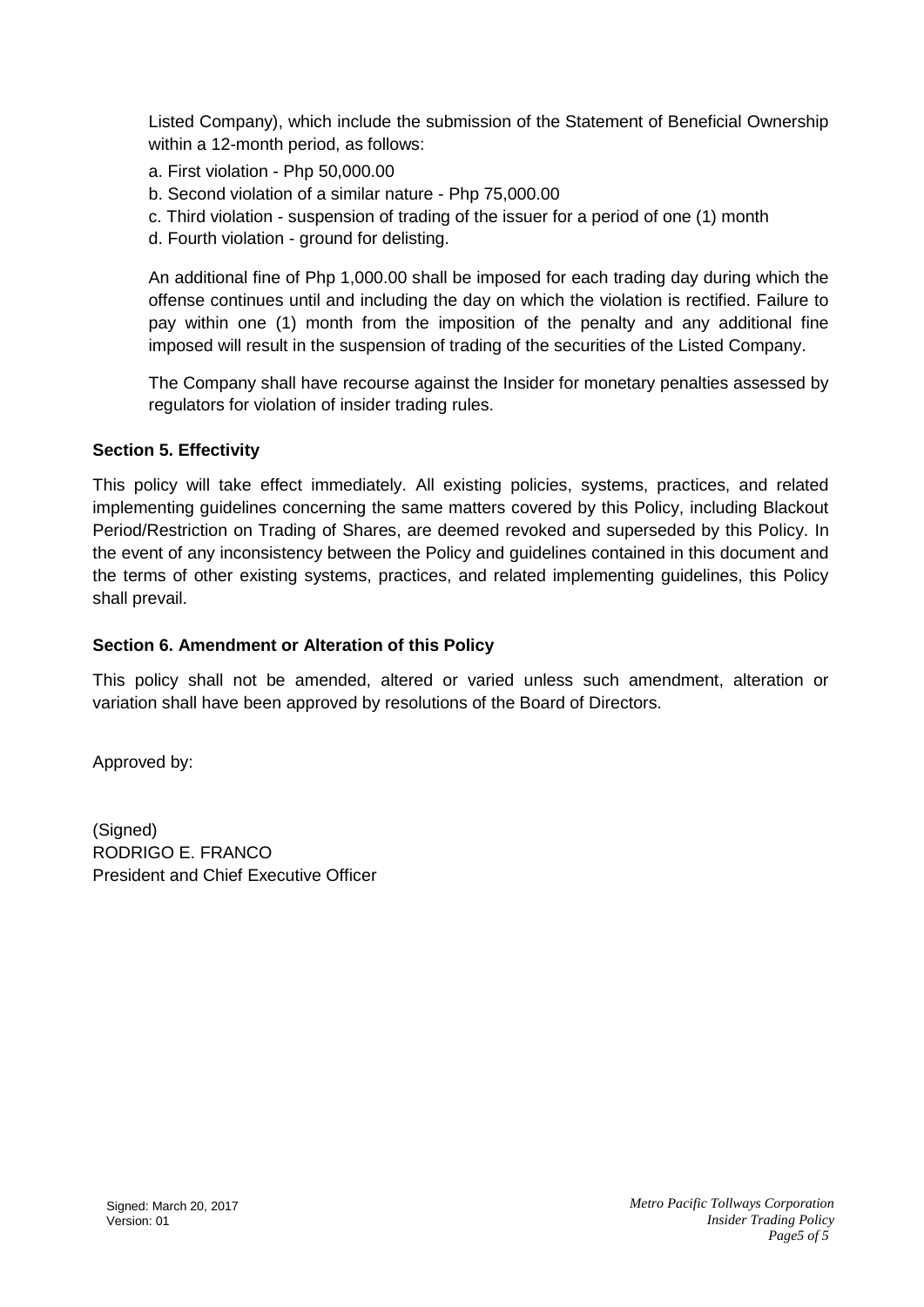Listed Company), which include the submission of the Statement of Beneficial Ownership within a 12-month period, as follows:

a. First violation - Php 50,000.00
b. Second violation of a similar nature - Php 75,000.00
c. Third violation - suspension of trading of the issuer for a period of one (1) month
d. Fourth violation - ground for delisting.

An additional fine of Php 1,000.00 shall be imposed for each trading day during which the offense continues until and including the day on which the violation is rectified. Failure to pay within one (1) month from the imposition of the penalty and any additional fine imposed will result in the suspension of trading of the securities of the Listed Company.

The Company shall have recourse against the Insider for monetary penalties assessed by regulators for violation of insider trading rules.

**Section 5. Effectivity**

This policy will take effect immediately. All existing policies, systems, practices, and related implementing guidelines concerning the same matters covered by this Policy, including Blackout Period/Restriction on Trading of Shares, are deemed revoked and superseded by this Policy. In the event of any inconsistency between the Policy and guidelines contained in this document and the terms of other existing systems, practices, and related implementing guidelines, this Policy shall prevail.

**Section 6. Amendment or Alteration of this Policy**

This policy shall not be amended, altered or varied unless such amendment, alteration or variation shall have been approved by resolutions of the Board of Directors.

Approved by:

(Signed)
RODRIGO E. FRANCO
President and Chief Executive Officer

Signed: March 20, 2017
Version: 01